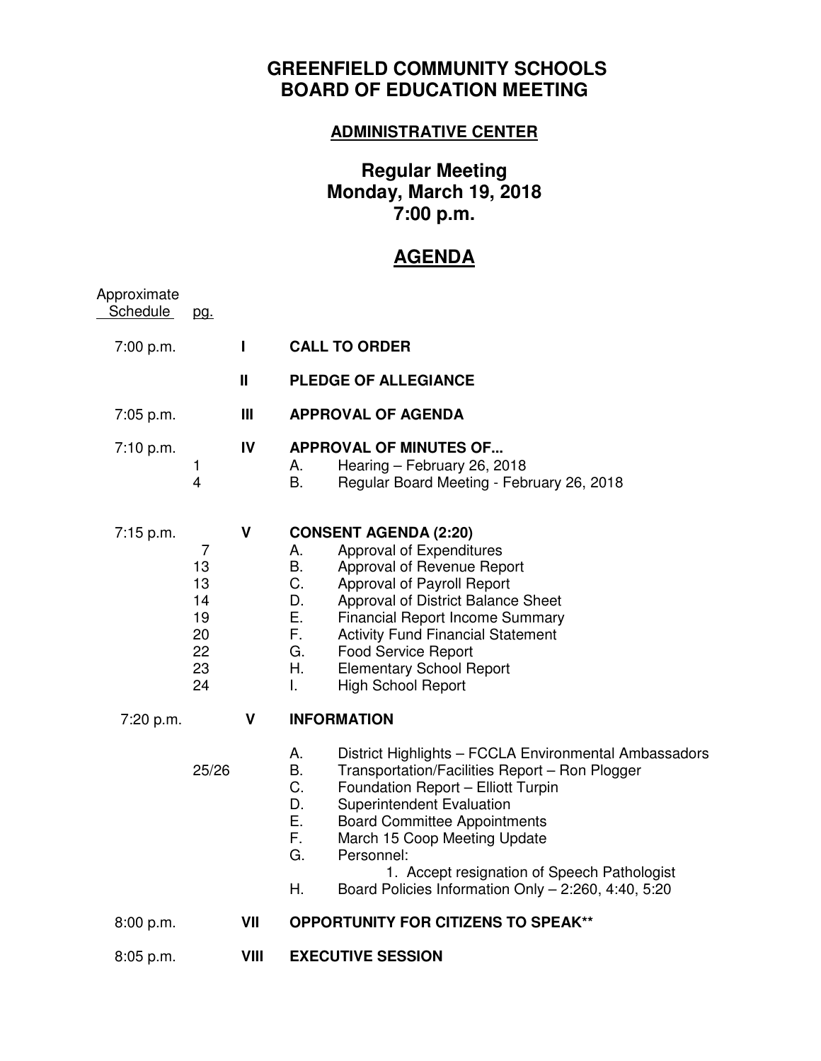# GREENFIELD COMMUNITY SCHOOLS
# BOARD OF EDUCATION MEETING

**ADMINISTRATIVE CENTER**

## Regular Meeting
## Monday, March 19, 2018
## 7:00 p.m.

## AGENDA

| Approximate Schedule | pg. | | |
|---|---|---|---|
| 7:00 p.m. | | **I** | **CALL TO ORDER** |
| | | **II** | **PLEDGE OF ALLEGIANCE** |
| 7:05 p.m. | | **III** | **APPROVAL OF AGENDA** |
| 7:10 p.m. | | **IV** | **APPROVAL OF MINUTES OF...** |
| | 1 | | A. Hearing – February 26, 2018 |
| | 4 | | B. Regular Board Meeting - February 26, 2018 |
| 7:15 p.m. | | **V** | **CONSENT AGENDA (2:20)** |
| | 7 | | A. Approval of Expenditures |
| | 13 | | B. Approval of Revenue Report |
| | 13 | | C. Approval of Payroll Report |
| | 14 | | D. Approval of District Balance Sheet |
| | 19 | | E. Financial Report Income Summary |
| | 20 | | F. Activity Fund Financial Statement |
| | 22 | | G. Food Service Report |
| | 23 | | H. Elementary School Report |
| | 24 | | I. High School Report |
| 7:20 p.m. | | **V** | **INFORMATION** |
| | | | A. District Highlights – FCCLA Environmental Ambassadors |
| | 25/26 | | B. Transportation/Facilities Report – Ron Plogger |
| | | | C. Foundation Report – Elliott Turpin |
| | | | D. Superintendent Evaluation |
| | | | E. Board Committee Appointments |
| | | | F. March 15 Coop Meeting Update |
| | | | G. Personnel: |
| | | | 1. Accept resignation of Speech Pathologist |
| | | | H. Board Policies Information Only – 2:260, 4:40, 5:20 |
| 8:00 p.m. | | **VII** | **OPPORTUNITY FOR CITIZENS TO SPEAK**** |
| 8:05 p.m. | | **VIII** | **EXECUTIVE SESSION** |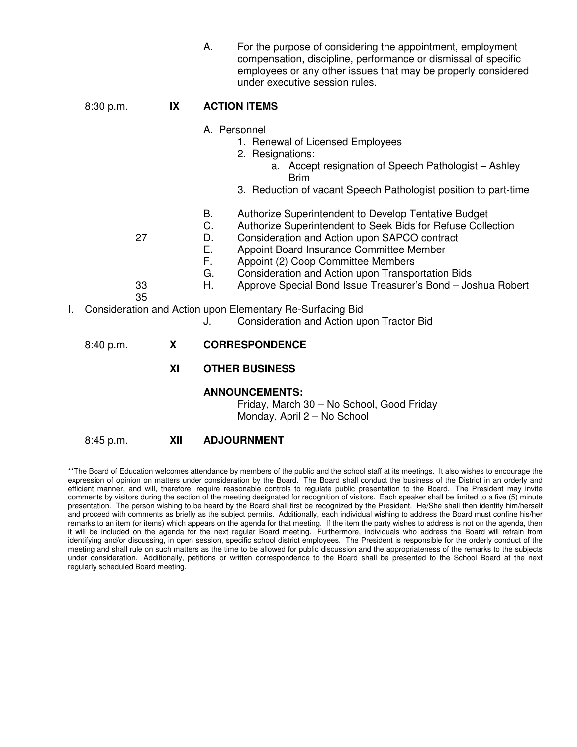A. For the purpose of considering the appointment, employment compensation, discipline, performance or dismissal of specific employees or any other issues that may be properly considered under executive session rules.

8:30 p.m. **IX ACTION ITEMS**

A. Personnel
   1. Renewal of Licensed Employees
   2. Resignations:
      a. Accept resignation of Speech Pathologist – Ashley Brim
   3. Reduction of vacant Speech Pathologist position to part-time

B. Authorize Superintendent to Develop Tentative Budget
C. Authorize Superintendent to Seek Bids for Refuse Collection
27 D. Consideration and Action upon SAPCO contract
E. Appoint Board Insurance Committee Member
F. Appoint (2) Coop Committee Members
G. Consideration and Action upon Transportation Bids
33 H. Approve Special Bond Issue Treasurer's Bond – Joshua Robert
35
I. Consideration and Action upon Elementary Re-Surfacing Bid
J. Consideration and Action upon Tractor Bid

8:40 p.m. **X CORRESPONDENCE**

**XI OTHER BUSINESS**

**ANNOUNCEMENTS:**

Friday, March 30 – No School, Good Friday
Monday, April 2 – No School

8:45 p.m. **XII ADJOURNMENT**

**The Board of Education welcomes attendance by members of the public and the school staff at its meetings. It also wishes to encourage the expression of opinion on matters under consideration by the Board. The Board shall conduct the business of the District in an orderly and efficient manner, and will, therefore, require reasonable controls to regulate public presentation to the Board. The President may invite comments by visitors during the section of the meeting designated for recognition of visitors. Each speaker shall be limited to a five (5) minute presentation. The person wishing to be heard by the Board shall first be recognized by the President. He/She shall then identify him/herself and proceed with comments as briefly as the subject permits. Additionally, each individual wishing to address the Board must confine his/her remarks to an item (or items) which appears on the agenda for that meeting. If the item the party wishes to address is not on the agenda, then it will be included on the agenda for the next regular Board meeting. Furthermore, individuals who address the Board will refrain from identifying and/or discussing, in open session, specific school district employees. The President is responsible for the orderly conduct of the meeting and shall rule on such matters as the time to be allowed for public discussion and the appropriateness of the remarks to the subjects under consideration. Additionally, petitions or written correspondence to the Board shall be presented to the School Board at the next regularly scheduled Board meeting.